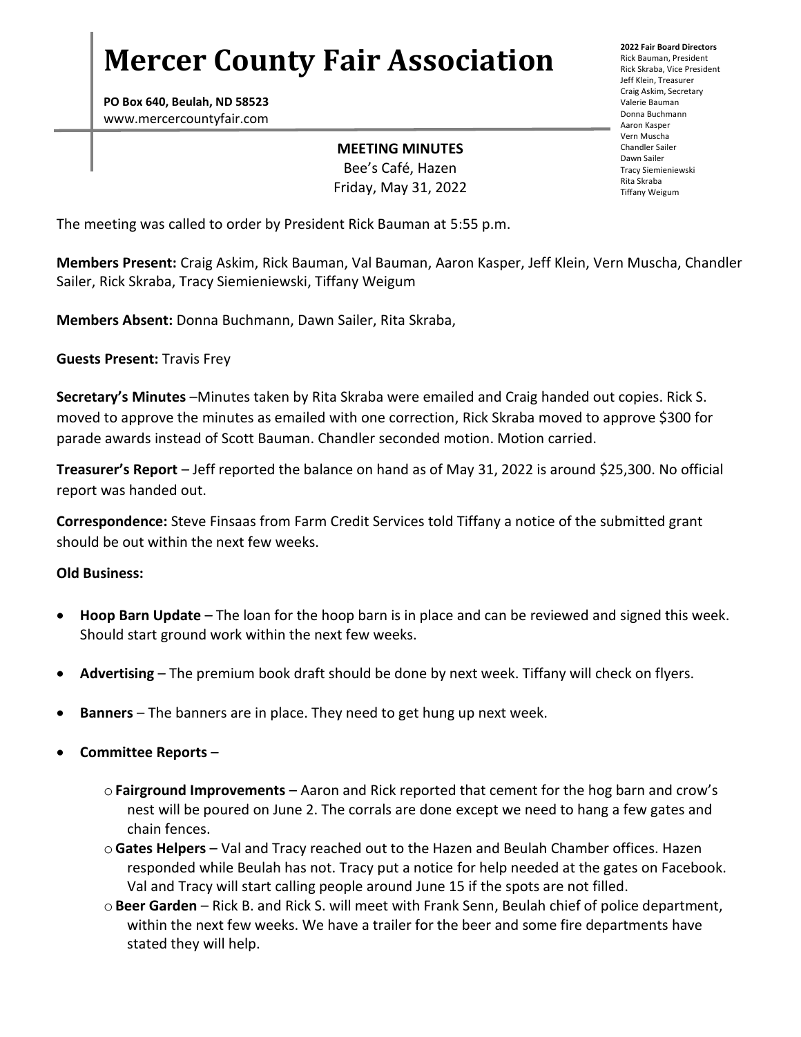# Mercer County Fair Association

**PO Box 640, Beulah, ND 58523**
www.mercercountyfair.com

**2022 Fair Board Directors**
Rick Bauman, President
Rick Skraba, Vice President
Jeff Klein, Treasurer
Craig Askim, Secretary
Valerie Bauman
Donna Buchmann
Aaron Kasper
Vern Muscha
Chandler Sailer
Dawn Sailer
Tracy Siemieniewski
Rita Skraba
Tiffany Weigum

**MEETING MINUTES**
Bee's Café, Hazen
Friday, May 31, 2022

The meeting was called to order by President Rick Bauman at 5:55 p.m.

**Members Present:** Craig Askim, Rick Bauman, Val Bauman, Aaron Kasper, Jeff Klein, Vern Muscha, Chandler Sailer, Rick Skraba, Tracy Siemieniewski, Tiffany Weigum

**Members Absent:** Donna Buchmann, Dawn Sailer, Rita Skraba,

**Guests Present:** Travis Frey

**Secretary's Minutes** –Minutes taken by Rita Skraba were emailed and Craig handed out copies. Rick S. moved to approve the minutes as emailed with one correction, Rick Skraba moved to approve $300 for parade awards instead of Scott Bauman. Chandler seconded motion. Motion carried.

**Treasurer's Report** – Jeff reported the balance on hand as of May 31, 2022 is around $25,300. No official report was handed out.

**Correspondence:** Steve Finsaas from Farm Credit Services told Tiffany a notice of the submitted grant should be out within the next few weeks.

**Old Business:**

- **Hoop Barn Update** – The loan for the hoop barn is in place and can be reviewed and signed this week. Should start ground work within the next few weeks.
- **Advertising** – The premium book draft should be done by next week. Tiffany will check on flyers.
- **Banners** – The banners are in place. They need to get hung up next week.
- **Committee Reports** –
  - **Fairground Improvements** – Aaron and Rick reported that cement for the hog barn and crow's nest will be poured on June 2. The corrals are done except we need to hang a few gates and chain fences.
  - **Gates Helpers** – Val and Tracy reached out to the Hazen and Beulah Chamber offices. Hazen responded while Beulah has not. Tracy put a notice for help needed at the gates on Facebook. Val and Tracy will start calling people around June 15 if the spots are not filled.
  - **Beer Garden** – Rick B. and Rick S. will meet with Frank Senn, Beulah chief of police department, within the next few weeks. We have a trailer for the beer and some fire departments have stated they will help.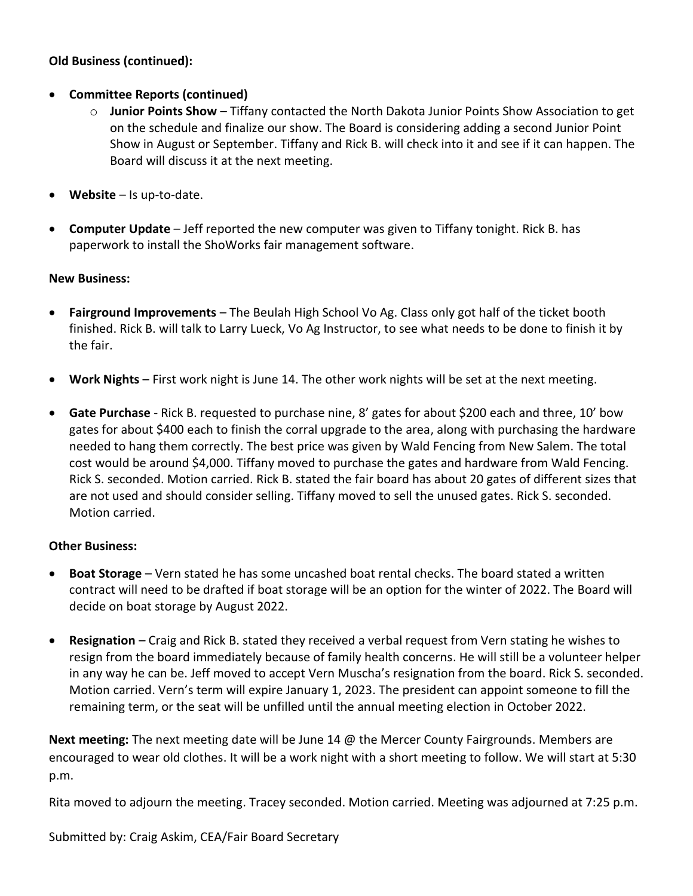**Old Business (continued):**

- **Committee Reports (continued)**
  - **Junior Points Show** – Tiffany contacted the North Dakota Junior Points Show Association to get on the schedule and finalize our show. The Board is considering adding a second Junior Point Show in August or September. Tiffany and Rick B. will check into it and see if it can happen. The Board will discuss it at the next meeting.

- **Website** – Is up-to-date.

- **Computer Update** – Jeff reported the new computer was given to Tiffany tonight. Rick B. has paperwork to install the ShoWorks fair management software.

**New Business:**

- **Fairground Improvements** – The Beulah High School Vo Ag. Class only got half of the ticket booth finished. Rick B. will talk to Larry Lueck, Vo Ag Instructor, to see what needs to be done to finish it by the fair.

- **Work Nights** – First work night is June 14. The other work nights will be set at the next meeting.

- **Gate Purchase** - Rick B. requested to purchase nine, 8' gates for about $200 each and three, 10' bow gates for about $400 each to finish the corral upgrade to the area, along with purchasing the hardware needed to hang them correctly. The best price was given by Wald Fencing from New Salem. The total cost would be around $4,000. Tiffany moved to purchase the gates and hardware from Wald Fencing. Rick S. seconded. Motion carried. Rick B. stated the fair board has about 20 gates of different sizes that are not used and should consider selling. Tiffany moved to sell the unused gates. Rick S. seconded. Motion carried.

**Other Business:**

- **Boat Storage** – Vern stated he has some uncashed boat rental checks. The board stated a written contract will need to be drafted if boat storage will be an option for the winter of 2022. The Board will decide on boat storage by August 2022.

- **Resignation** – Craig and Rick B. stated they received a verbal request from Vern stating he wishes to resign from the board immediately because of family health concerns. He will still be a volunteer helper in any way he can be. Jeff moved to accept Vern Muscha's resignation from the board. Rick S. seconded. Motion carried. Vern's term will expire January 1, 2023. The president can appoint someone to fill the remaining term, or the seat will be unfilled until the annual meeting election in October 2022.

**Next meeting:** The next meeting date will be June 14 @ the Mercer County Fairgrounds. Members are encouraged to wear old clothes. It will be a work night with a short meeting to follow. We will start at 5:30 p.m.

Rita moved to adjourn the meeting. Tracey seconded. Motion carried. Meeting was adjourned at 7:25 p.m.

Submitted by: Craig Askim, CEA/Fair Board Secretary